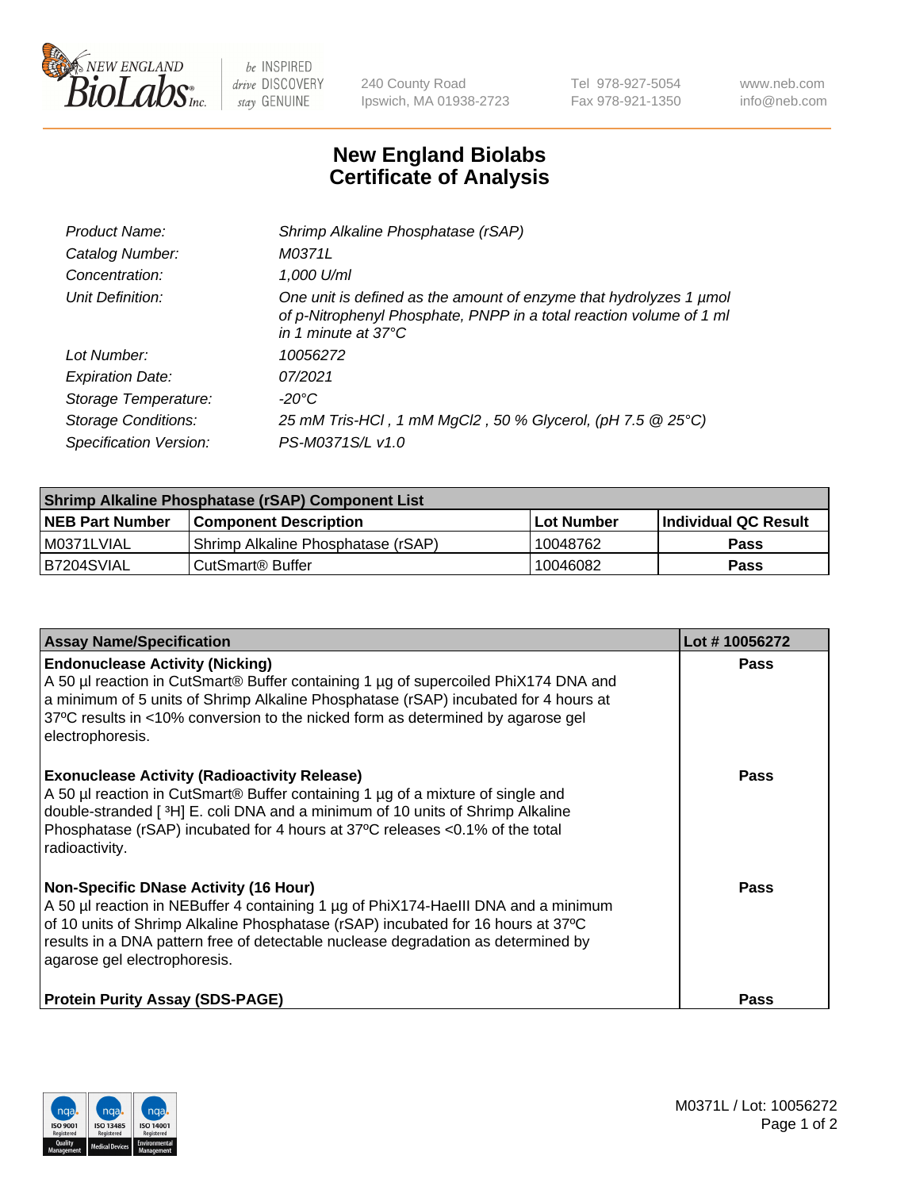New England BioLabs Inc. — be INSPIRED drive DISCOVERY stay GENUINE

240 County Road
Ipswich, MA 01938-2723

Tel 978-927-5054
Fax 978-921-1350

www.neb.com
info@neb.com

# New England Biolabs Certificate of Analysis

| | |
|---|---|
| *Product Name:* | *Shrimp Alkaline Phosphatase (rSAP)* |
| *Catalog Number:* | *M0371L* |
| *Concentration:* | *1,000 U/ml* |
| *Unit Definition:* | *One unit is defined as the amount of enzyme that hydrolyzes 1 µmol of p-Nitrophenyl Phosphate, PNPP in a total reaction volume of 1 ml in 1 minute at 37°C* |
| *Lot Number:* | *10056272* |
| *Expiration Date:* | *07/2021* |
| *Storage Temperature:* | *-20°C* |
| *Storage Conditions:* | *25 mM Tris-HCl , 1 mM MgCl2 , 50 % Glycerol, (pH 7.5 @ 25°C)* |
| *Specification Version:* | *PS-M0371S/L v1.0* |

| Shrimp Alkaline Phosphatase (rSAP) Component List | | | |
|---|---|---|---|
| **NEB Part Number** | **Component Description** | **Lot Number** | **Individual QC Result** |
| M0371LVIAL | Shrimp Alkaline Phosphatase (rSAP) | 10048762 | **Pass** |
| B7204SVIAL | CutSmart® Buffer | 10046082 | **Pass** |

| Assay Name/Specification | Lot # 10056272 |
|---|---|
| **Endonuclease Activity (Nicking)**<br>A 50 µl reaction in CutSmart® Buffer containing 1 µg of supercoiled PhiX174 DNA and a minimum of 5 units of Shrimp Alkaline Phosphatase (rSAP) incubated for 4 hours at 37ºC results in <10% conversion to the nicked form as determined by agarose gel electrophoresis. | **Pass** |
| **Exonuclease Activity (Radioactivity Release)**<br>A 50 µl reaction in CutSmart® Buffer containing 1 µg of a mixture of single and double-stranded [ $^3$H] E. coli DNA and a minimum of 10 units of Shrimp Alkaline Phosphatase (rSAP) incubated for 4 hours at 37ºC releases <0.1% of the total radioactivity. | **Pass** |
| **Non-Specific DNase Activity (16 Hour)**<br>A 50 µl reaction in NEBuffer 4 containing 1 µg of PhiX174-HaeIII DNA and a minimum of 10 units of Shrimp Alkaline Phosphatase (rSAP) incubated for 16 hours at 37ºC results in a DNA pattern free of detectable nuclease degradation as determined by agarose gel electrophoresis. | **Pass** |
| **Protein Purity Assay (SDS-PAGE)** | **Pass** |

M0371L / Lot: 10056272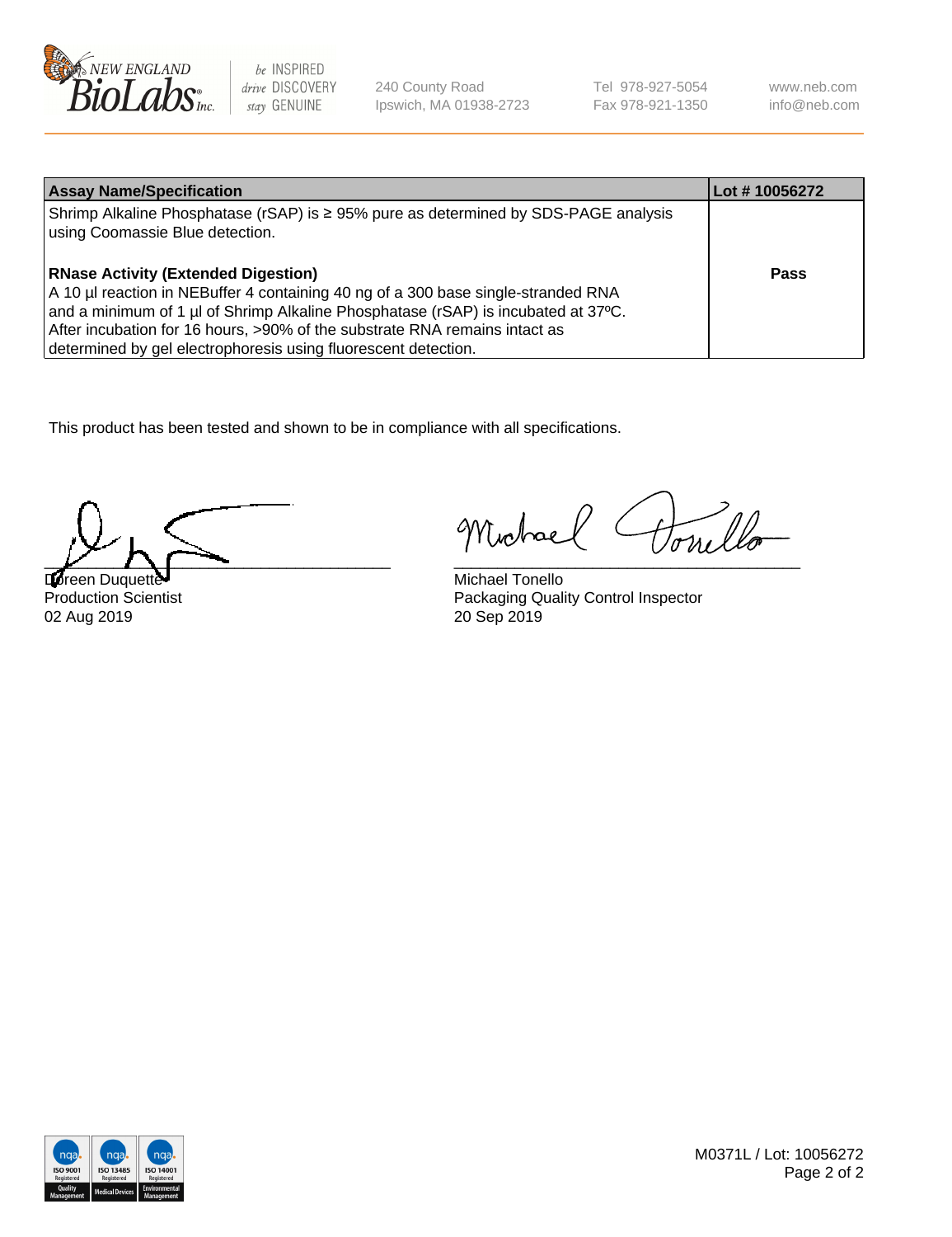NEW ENGLAND BioLabs Inc. — be INSPIRED drive DISCOVERY stay GENUINE

240 County Road
Ipswich, MA 01938-2723

Tel 978-927-5054
Fax 978-921-1350

www.neb.com
info@neb.com

| Assay Name/Specification | Lot # 10056272 |
| --- | --- |
| Shrimp Alkaline Phosphatase (rSAP) is ≥ 95% pure as determined by SDS-PAGE analysis using Coomassie Blue detection. | |
| **RNase Activity (Extended Digestion)**<br>A 10 µl reaction in NEBuffer 4 containing 40 ng of a 300 base single-stranded RNA and a minimum of 1 µl of Shrimp Alkaline Phosphatase (rSAP) is incubated at 37ºC. After incubation for 16 hours, >90% of the substrate RNA remains intact as determined by gel electrophoresis using fluorescent detection. | **Pass** |

This product has been tested and shown to be in compliance with all specifications.

Doreen Duquette
Production Scientist
02 Aug 2019

Michael Tonello
Packaging Quality Control Inspector
20 Sep 2019

M0371L / Lot: 10056272